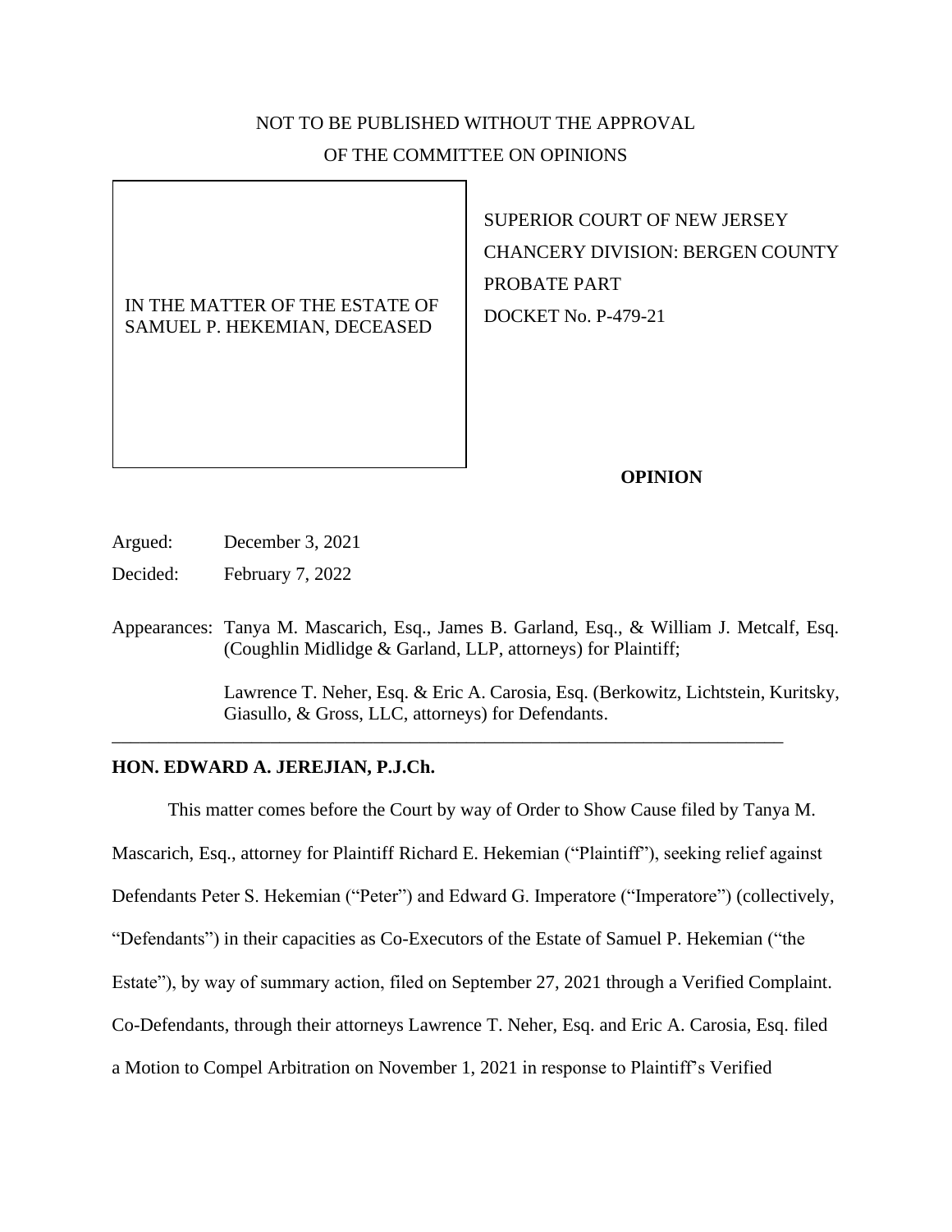NOT TO BE PUBLISHED WITHOUT THE APPROVAL
OF THE COMMITTEE ON OPINIONS

| IN THE MATTER OF THE ESTATE OF SAMUEL P. HEKEMIAN, DECEASED | SUPERIOR COURT OF NEW JERSEY<br>CHANCERY DIVISION: BERGEN COUNTY<br>PROBATE PART<br>DOCKET No. P-479-21 |
|---|---|

**OPINION**

Argued: December 3, 2021

Decided: February 7, 2022

Appearances: Tanya M. Mascarich, Esq., James B. Garland, Esq., & William J. Metcalf, Esq. (Coughlin Midlidge & Garland, LLP, attorneys) for Plaintiff;

Lawrence T. Neher, Esq. & Eric A. Carosia, Esq. (Berkowitz, Lichtstein, Kuritsky, Giasullo, & Gross, LLC, attorneys) for Defendants.

---

**HON. EDWARD A. JEREJIAN, P.J.Ch.**

This matter comes before the Court by way of Order to Show Cause filed by Tanya M. Mascarich, Esq., attorney for Plaintiff Richard E. Hekemian ("Plaintiff"), seeking relief against Defendants Peter S. Hekemian ("Peter") and Edward G. Imperatore ("Imperatore") (collectively, "Defendants") in their capacities as Co-Executors of the Estate of Samuel P. Hekemian ("the Estate"), by way of summary action, filed on September 27, 2021 through a Verified Complaint. Co-Defendants, through their attorneys Lawrence T. Neher, Esq. and Eric A. Carosia, Esq. filed a Motion to Compel Arbitration on November 1, 2021 in response to Plaintiff's Verified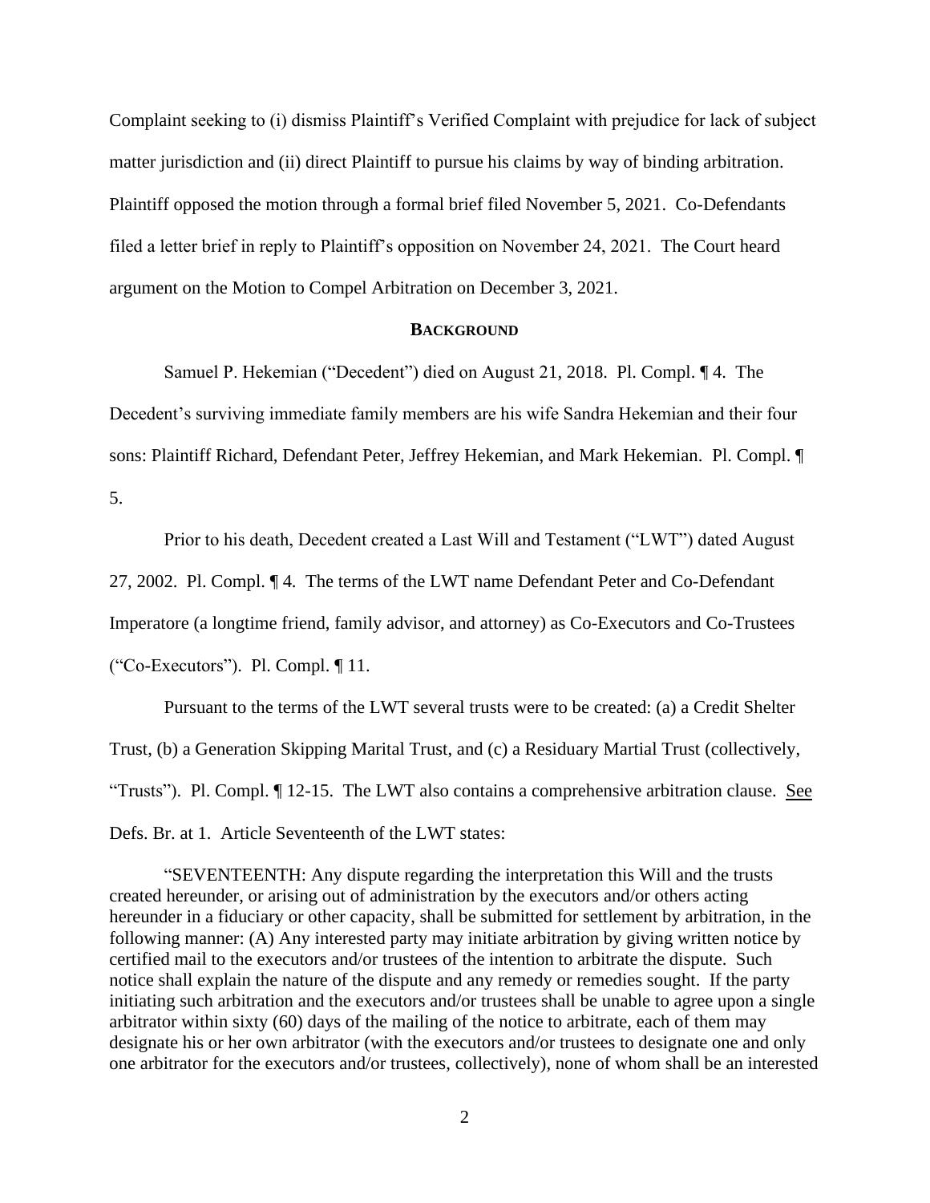Complaint seeking to (i) dismiss Plaintiff's Verified Complaint with prejudice for lack of subject matter jurisdiction and (ii) direct Plaintiff to pursue his claims by way of binding arbitration. Plaintiff opposed the motion through a formal brief filed November 5, 2021. Co-Defendants filed a letter brief in reply to Plaintiff's opposition on November 24, 2021. The Court heard argument on the Motion to Compel Arbitration on December 3, 2021.

## BACKGROUND

Samuel P. Hekemian ("Decedent") died on August 21, 2018. Pl. Compl. ¶ 4. The Decedent's surviving immediate family members are his wife Sandra Hekemian and their four sons: Plaintiff Richard, Defendant Peter, Jeffrey Hekemian, and Mark Hekemian. Pl. Compl. ¶ 5.

Prior to his death, Decedent created a Last Will and Testament ("LWT") dated August 27, 2002. Pl. Compl. ¶ 4. The terms of the LWT name Defendant Peter and Co-Defendant Imperatore (a longtime friend, family advisor, and attorney) as Co-Executors and Co-Trustees ("Co-Executors"). Pl. Compl. ¶ 11.

Pursuant to the terms of the LWT several trusts were to be created: (a) a Credit Shelter Trust, (b) a Generation Skipping Marital Trust, and (c) a Residuary Martial Trust (collectively, "Trusts"). Pl. Compl. ¶ 12-15. The LWT also contains a comprehensive arbitration clause. See Defs. Br. at 1. Article Seventeenth of the LWT states:

"SEVENTEENTH: Any dispute regarding the interpretation this Will and the trusts created hereunder, or arising out of administration by the executors and/or others acting hereunder in a fiduciary or other capacity, shall be submitted for settlement by arbitration, in the following manner: (A) Any interested party may initiate arbitration by giving written notice by certified mail to the executors and/or trustees of the intention to arbitrate the dispute. Such notice shall explain the nature of the dispute and any remedy or remedies sought. If the party initiating such arbitration and the executors and/or trustees shall be unable to agree upon a single arbitrator within sixty (60) days of the mailing of the notice to arbitrate, each of them may designate his or her own arbitrator (with the executors and/or trustees to designate one and only one arbitrator for the executors and/or trustees, collectively), none of whom shall be an interested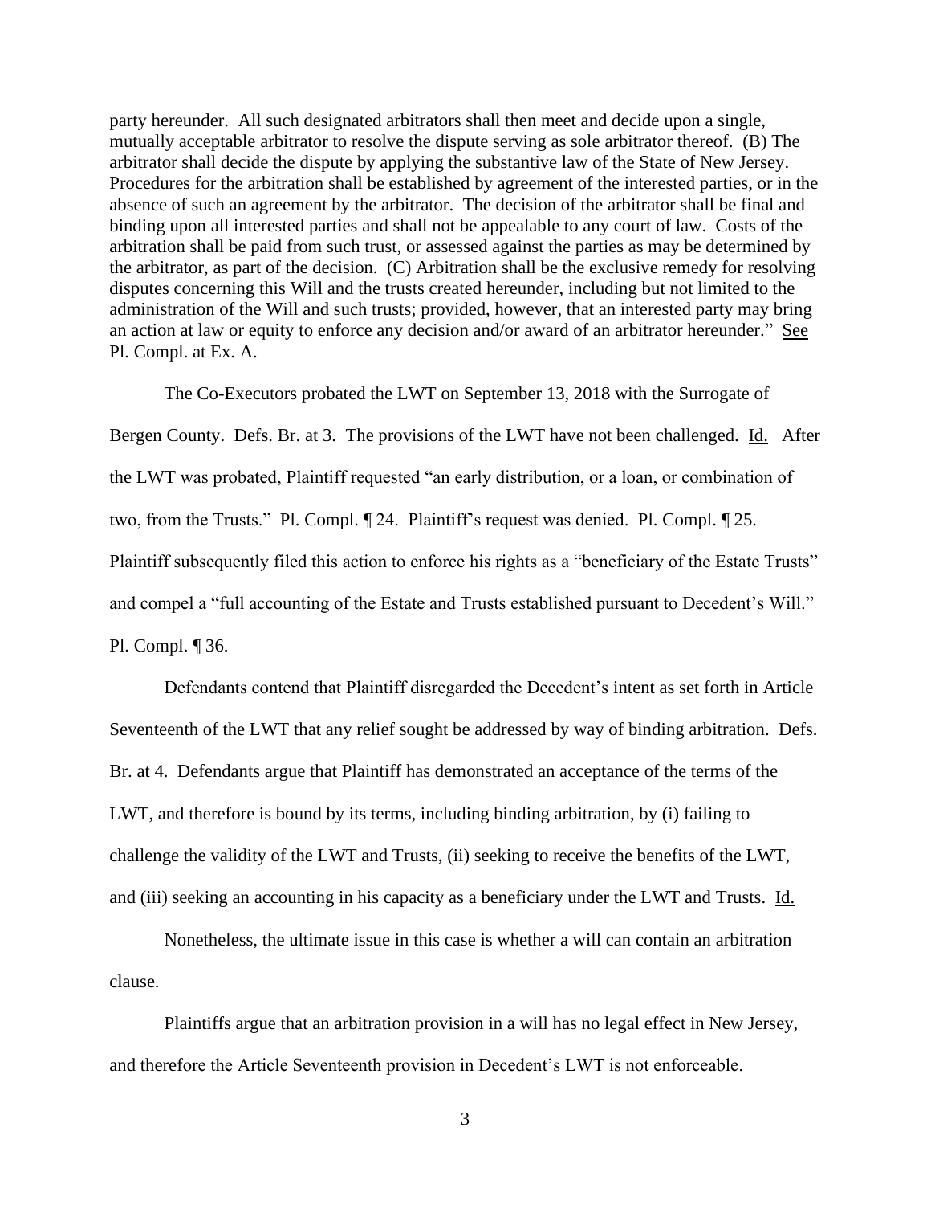party hereunder. All such designated arbitrators shall then meet and decide upon a single, mutually acceptable arbitrator to resolve the dispute serving as sole arbitrator thereof. (B) The arbitrator shall decide the dispute by applying the substantive law of the State of New Jersey. Procedures for the arbitration shall be established by agreement of the interested parties, or in the absence of such an agreement by the arbitrator. The decision of the arbitrator shall be final and binding upon all interested parties and shall not be appealable to any court of law. Costs of the arbitration shall be paid from such trust, or assessed against the parties as may be determined by the arbitrator, as part of the decision. (C) Arbitration shall be the exclusive remedy for resolving disputes concerning this Will and the trusts created hereunder, including but not limited to the administration of the Will and such trusts; provided, however, that an interested party may bring an action at law or equity to enforce any decision and/or award of an arbitrator hereunder." See Pl. Compl. at Ex. A.

The Co-Executors probated the LWT on September 13, 2018 with the Surrogate of Bergen County. Defs. Br. at 3. The provisions of the LWT have not been challenged. Id. After the LWT was probated, Plaintiff requested "an early distribution, or a loan, or combination of two, from the Trusts." Pl. Compl. ¶ 24. Plaintiff's request was denied. Pl. Compl. ¶ 25. Plaintiff subsequently filed this action to enforce his rights as a "beneficiary of the Estate Trusts" and compel a "full accounting of the Estate and Trusts established pursuant to Decedent's Will." Pl. Compl. ¶ 36.

Defendants contend that Plaintiff disregarded the Decedent's intent as set forth in Article Seventeenth of the LWT that any relief sought be addressed by way of binding arbitration. Defs. Br. at 4. Defendants argue that Plaintiff has demonstrated an acceptance of the terms of the LWT, and therefore is bound by its terms, including binding arbitration, by (i) failing to challenge the validity of the LWT and Trusts, (ii) seeking to receive the benefits of the LWT, and (iii) seeking an accounting in his capacity as a beneficiary under the LWT and Trusts. Id.

Nonetheless, the ultimate issue in this case is whether a will can contain an arbitration clause.

Plaintiffs argue that an arbitration provision in a will has no legal effect in New Jersey, and therefore the Article Seventeenth provision in Decedent's LWT is not enforceable.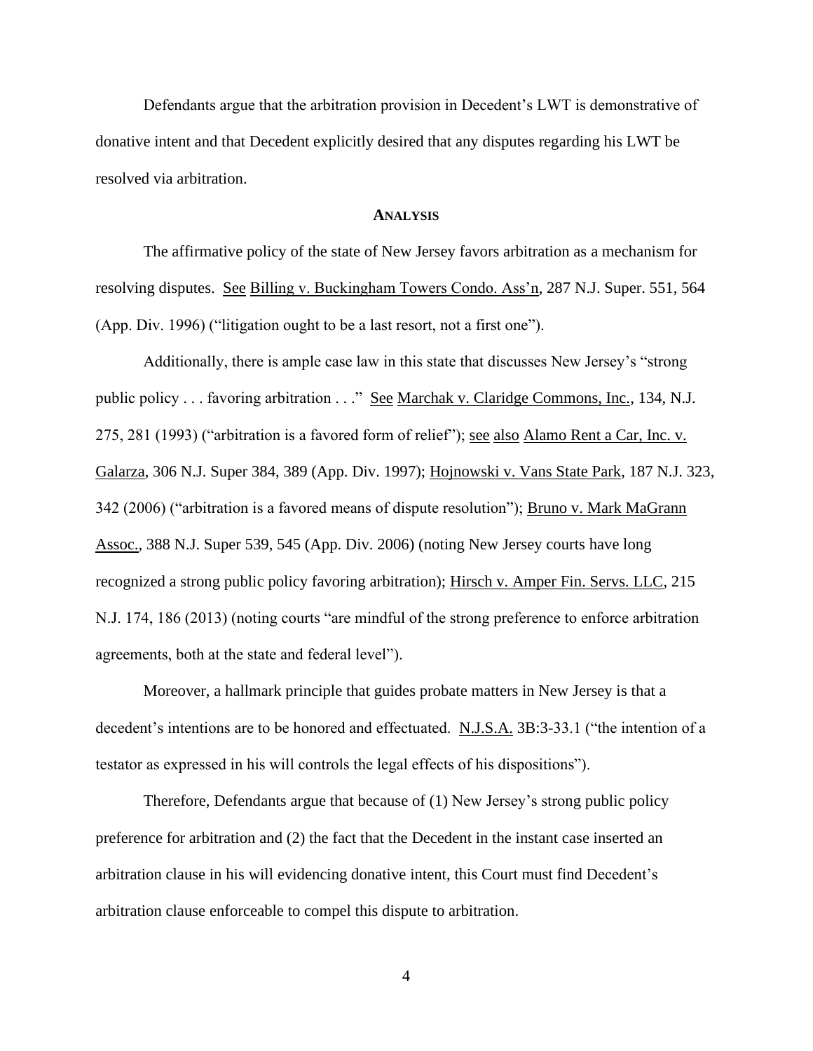Defendants argue that the arbitration provision in Decedent's LWT is demonstrative of donative intent and that Decedent explicitly desired that any disputes regarding his LWT be resolved via arbitration.

## **ANALYSIS**

The affirmative policy of the state of New Jersey favors arbitration as a mechanism for resolving disputes. See Billing v. Buckingham Towers Condo. Ass'n, 287 N.J. Super. 551, 564 (App. Div. 1996) ("litigation ought to be a last resort, not a first one").

Additionally, there is ample case law in this state that discusses New Jersey's "strong public policy . . . favoring arbitration . . ." See Marchak v. Claridge Commons, Inc., 134, N.J. 275, 281 (1993) ("arbitration is a favored form of relief"); see also Alamo Rent a Car, Inc. v. Galarza, 306 N.J. Super 384, 389 (App. Div. 1997); Hojnowski v. Vans State Park, 187 N.J. 323, 342 (2006) ("arbitration is a favored means of dispute resolution"); Bruno v. Mark MaGrann Assoc., 388 N.J. Super 539, 545 (App. Div. 2006) (noting New Jersey courts have long recognized a strong public policy favoring arbitration); Hirsch v. Amper Fin. Servs. LLC, 215 N.J. 174, 186 (2013) (noting courts "are mindful of the strong preference to enforce arbitration agreements, both at the state and federal level").

Moreover, a hallmark principle that guides probate matters in New Jersey is that a decedent's intentions are to be honored and effectuated. N.J.S.A. 3B:3-33.1 ("the intention of a testator as expressed in his will controls the legal effects of his dispositions").

Therefore, Defendants argue that because of (1) New Jersey's strong public policy preference for arbitration and (2) the fact that the Decedent in the instant case inserted an arbitration clause in his will evidencing donative intent, this Court must find Decedent's arbitration clause enforceable to compel this dispute to arbitration.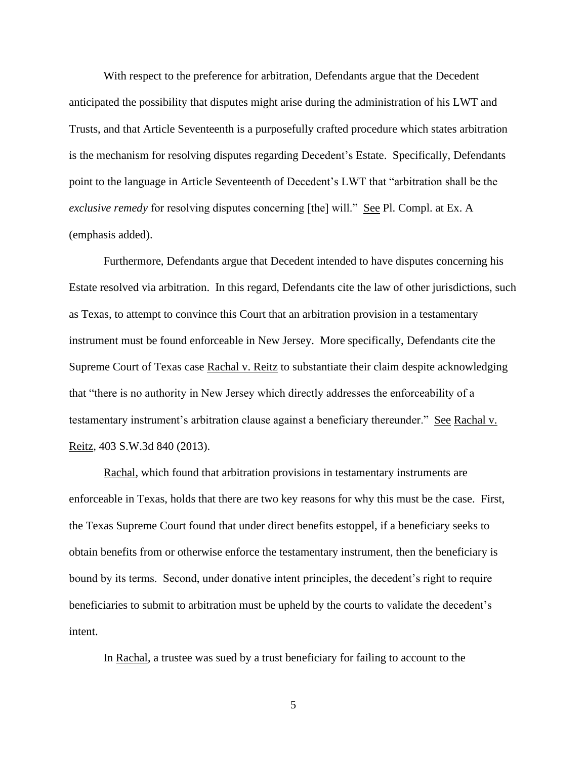With respect to the preference for arbitration, Defendants argue that the Decedent anticipated the possibility that disputes might arise during the administration of his LWT and Trusts, and that Article Seventeenth is a purposefully crafted procedure which states arbitration is the mechanism for resolving disputes regarding Decedent's Estate. Specifically, Defendants point to the language in Article Seventeenth of Decedent's LWT that "arbitration shall be the *exclusive remedy* for resolving disputes concerning [the] will." See Pl. Compl. at Ex. A (emphasis added).

Furthermore, Defendants argue that Decedent intended to have disputes concerning his Estate resolved via arbitration. In this regard, Defendants cite the law of other jurisdictions, such as Texas, to attempt to convince this Court that an arbitration provision in a testamentary instrument must be found enforceable in New Jersey. More specifically, Defendants cite the Supreme Court of Texas case Rachal v. Reitz to substantiate their claim despite acknowledging that "there is no authority in New Jersey which directly addresses the enforceability of a testamentary instrument's arbitration clause against a beneficiary thereunder." See Rachal v. Reitz, 403 S.W.3d 840 (2013).

Rachal, which found that arbitration provisions in testamentary instruments are enforceable in Texas, holds that there are two key reasons for why this must be the case. First, the Texas Supreme Court found that under direct benefits estoppel, if a beneficiary seeks to obtain benefits from or otherwise enforce the testamentary instrument, then the beneficiary is bound by its terms. Second, under donative intent principles, the decedent's right to require beneficiaries to submit to arbitration must be upheld by the courts to validate the decedent's intent.

In Rachal, a trustee was sued by a trust beneficiary for failing to account to the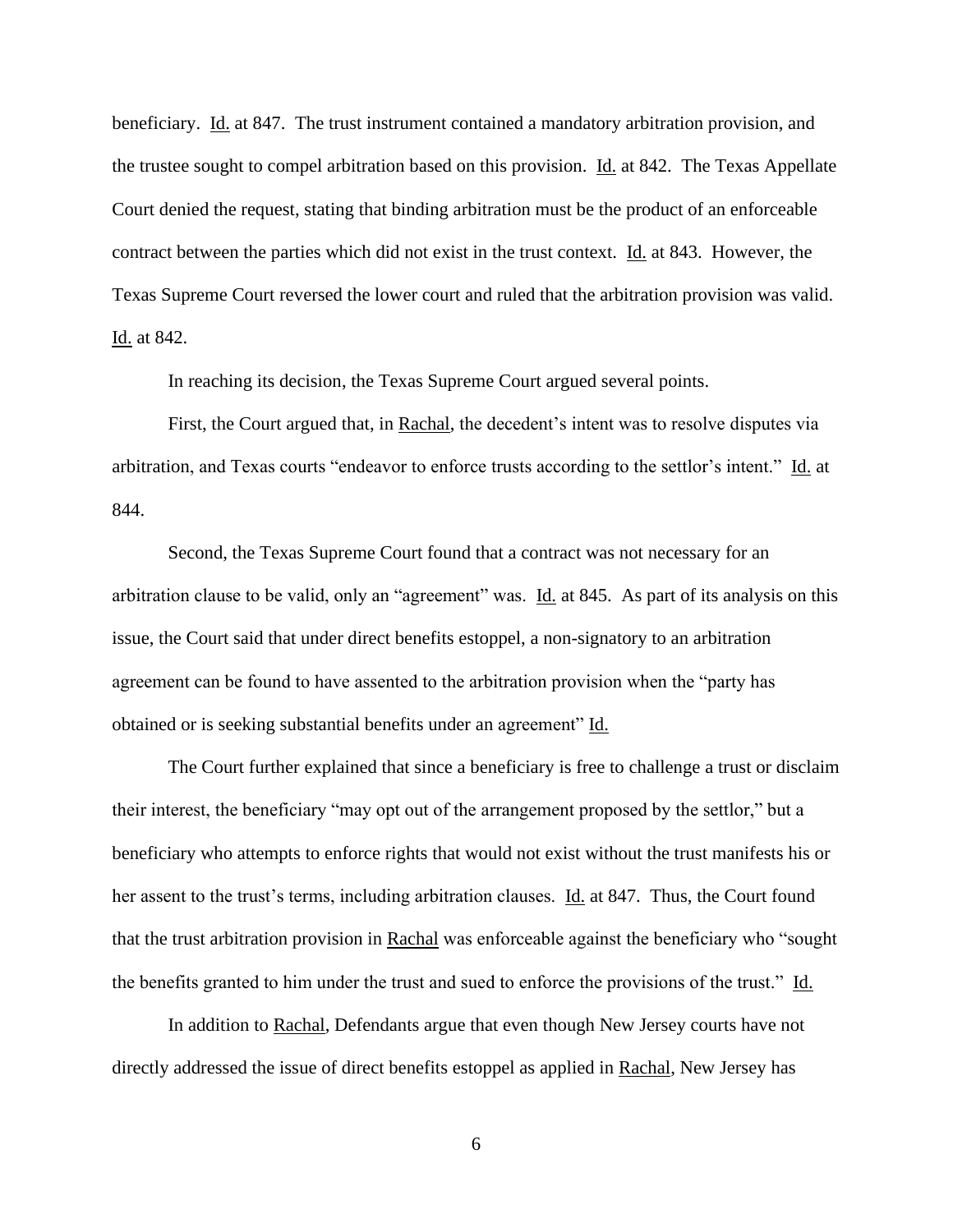beneficiary. Id. at 847. The trust instrument contained a mandatory arbitration provision, and the trustee sought to compel arbitration based on this provision. Id. at 842. The Texas Appellate Court denied the request, stating that binding arbitration must be the product of an enforceable contract between the parties which did not exist in the trust context. Id. at 843. However, the Texas Supreme Court reversed the lower court and ruled that the arbitration provision was valid. Id. at 842.

In reaching its decision, the Texas Supreme Court argued several points.

First, the Court argued that, in Rachal, the decedent's intent was to resolve disputes via arbitration, and Texas courts "endeavor to enforce trusts according to the settlor's intent." Id. at 844.

Second, the Texas Supreme Court found that a contract was not necessary for an arbitration clause to be valid, only an "agreement" was. Id. at 845. As part of its analysis on this issue, the Court said that under direct benefits estoppel, a non-signatory to an arbitration agreement can be found to have assented to the arbitration provision when the "party has obtained or is seeking substantial benefits under an agreement" Id.

The Court further explained that since a beneficiary is free to challenge a trust or disclaim their interest, the beneficiary "may opt out of the arrangement proposed by the settlor," but a beneficiary who attempts to enforce rights that would not exist without the trust manifests his or her assent to the trust's terms, including arbitration clauses. Id. at 847. Thus, the Court found that the trust arbitration provision in Rachal was enforceable against the beneficiary who "sought the benefits granted to him under the trust and sued to enforce the provisions of the trust." Id.

In addition to Rachal, Defendants argue that even though New Jersey courts have not directly addressed the issue of direct benefits estoppel as applied in Rachal, New Jersey has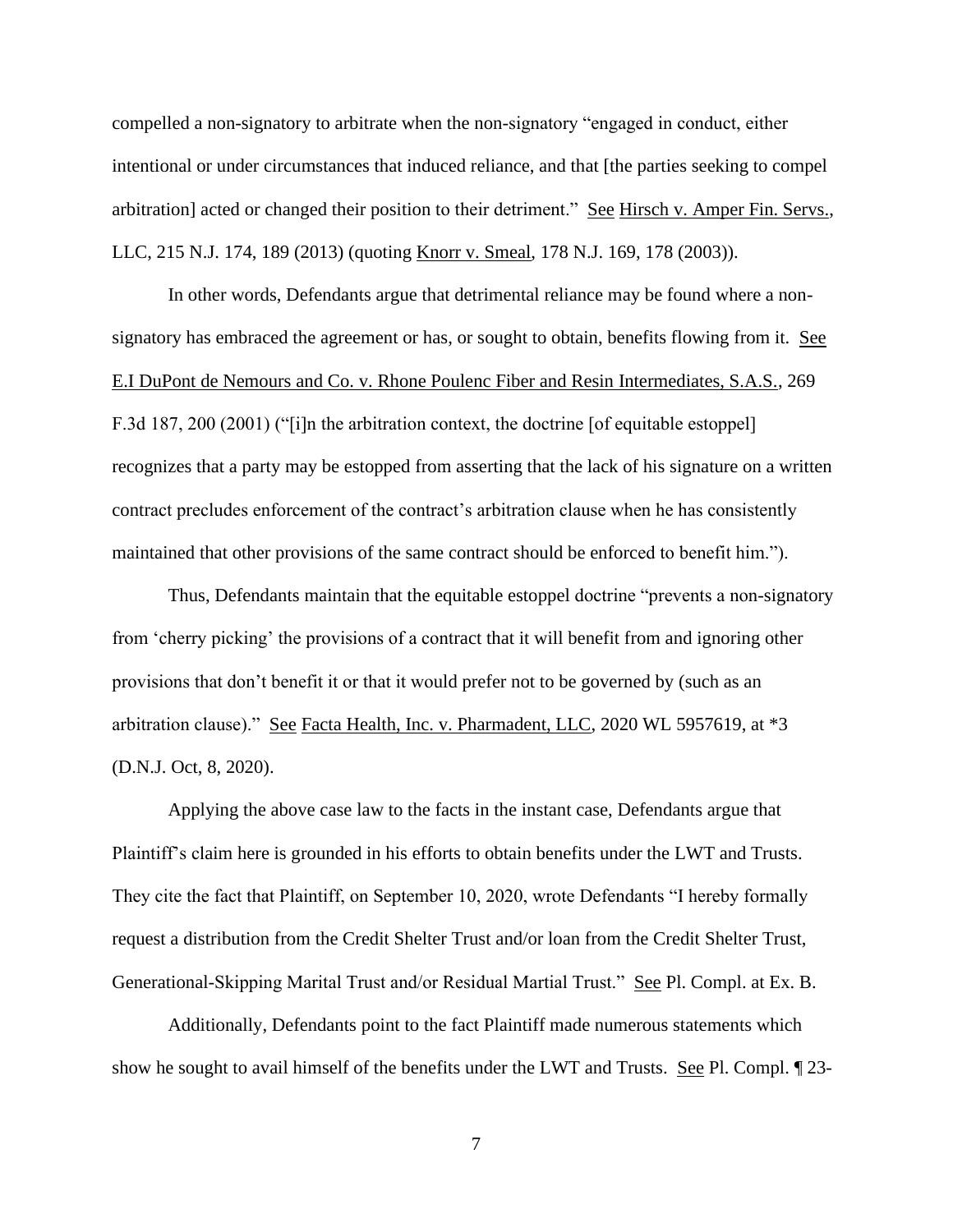compelled a non-signatory to arbitrate when the non-signatory "engaged in conduct, either intentional or under circumstances that induced reliance, and that [the parties seeking to compel arbitration] acted or changed their position to their detriment." See Hirsch v. Amper Fin. Servs., LLC, 215 N.J. 174, 189 (2013) (quoting Knorr v. Smeal, 178 N.J. 169, 178 (2003)).

In other words, Defendants argue that detrimental reliance may be found where a non-signatory has embraced the agreement or has, or sought to obtain, benefits flowing from it. See E.I DuPont de Nemours and Co. v. Rhone Poulenc Fiber and Resin Intermediates, S.A.S., 269 F.3d 187, 200 (2001) ("[i]n the arbitration context, the doctrine [of equitable estoppel] recognizes that a party may be estopped from asserting that the lack of his signature on a written contract precludes enforcement of the contract's arbitration clause when he has consistently maintained that other provisions of the same contract should be enforced to benefit him.").

Thus, Defendants maintain that the equitable estoppel doctrine "prevents a non-signatory from 'cherry picking' the provisions of a contract that it will benefit from and ignoring other provisions that don't benefit it or that it would prefer not to be governed by (such as an arbitration clause)." See Facta Health, Inc. v. Pharmadent, LLC, 2020 WL 5957619, at *3 (D.N.J. Oct, 8, 2020).

Applying the above case law to the facts in the instant case, Defendants argue that Plaintiff's claim here is grounded in his efforts to obtain benefits under the LWT and Trusts. They cite the fact that Plaintiff, on September 10, 2020, wrote Defendants "I hereby formally request a distribution from the Credit Shelter Trust and/or loan from the Credit Shelter Trust, Generational-Skipping Marital Trust and/or Residual Martial Trust." See Pl. Compl. at Ex. B.

Additionally, Defendants point to the fact Plaintiff made numerous statements which show he sought to avail himself of the benefits under the LWT and Trusts. See Pl. Compl. ¶ 23-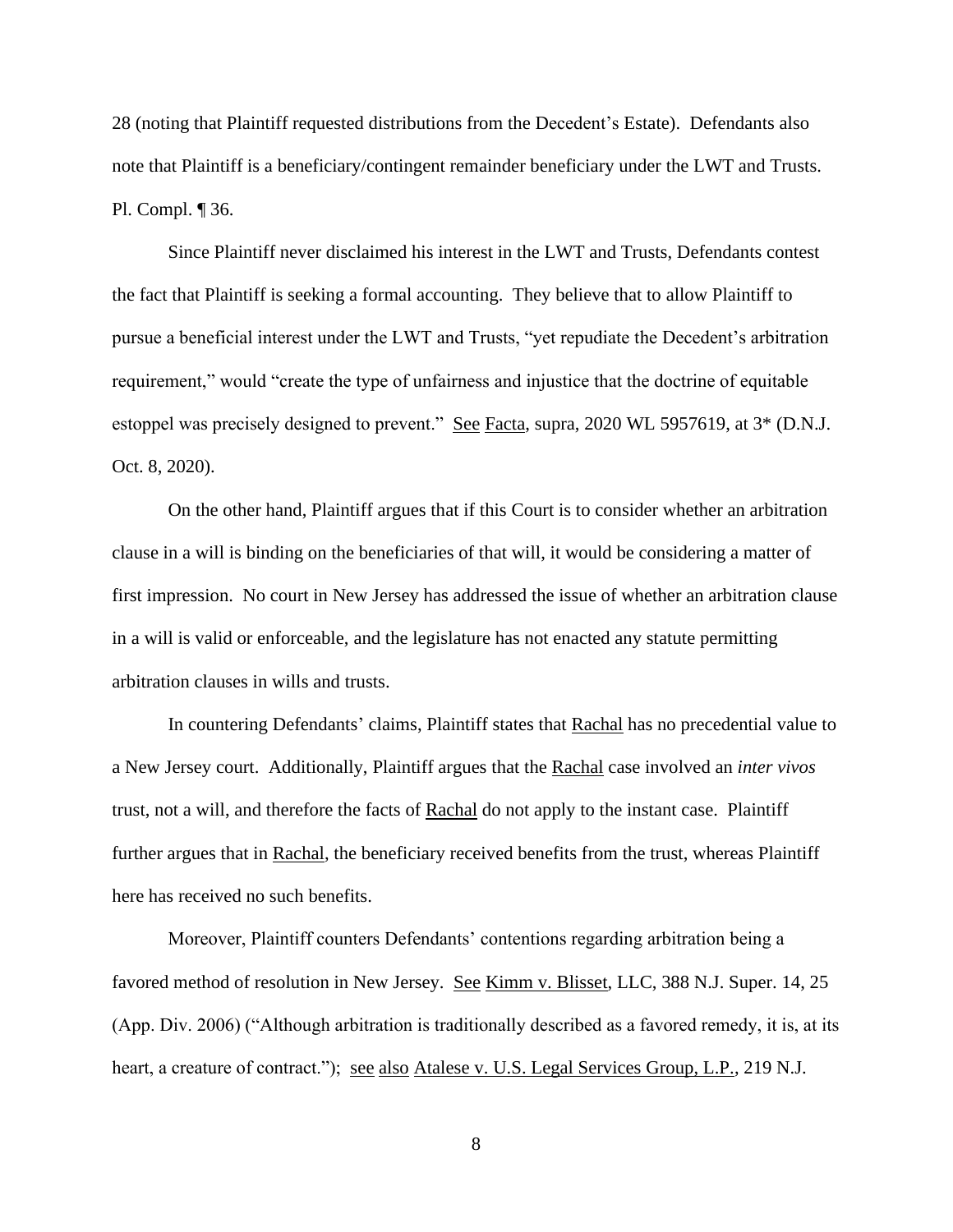28 (noting that Plaintiff requested distributions from the Decedent's Estate). Defendants also note that Plaintiff is a beneficiary/contingent remainder beneficiary under the LWT and Trusts. Pl. Compl. ¶ 36.

Since Plaintiff never disclaimed his interest in the LWT and Trusts, Defendants contest the fact that Plaintiff is seeking a formal accounting. They believe that to allow Plaintiff to pursue a beneficial interest under the LWT and Trusts, "yet repudiate the Decedent's arbitration requirement," would "create the type of unfairness and injustice that the doctrine of equitable estoppel was precisely designed to prevent." See Facta, supra, 2020 WL 5957619, at 3* (D.N.J. Oct. 8, 2020).

On the other hand, Plaintiff argues that if this Court is to consider whether an arbitration clause in a will is binding on the beneficiaries of that will, it would be considering a matter of first impression. No court in New Jersey has addressed the issue of whether an arbitration clause in a will is valid or enforceable, and the legislature has not enacted any statute permitting arbitration clauses in wills and trusts.

In countering Defendants' claims, Plaintiff states that Rachal has no precedential value to a New Jersey court. Additionally, Plaintiff argues that the Rachal case involved an *inter vivos* trust, not a will, and therefore the facts of Rachal do not apply to the instant case. Plaintiff further argues that in Rachal, the beneficiary received benefits from the trust, whereas Plaintiff here has received no such benefits.

Moreover, Plaintiff counters Defendants' contentions regarding arbitration being a favored method of resolution in New Jersey. See Kimm v. Blisset, LLC, 388 N.J. Super. 14, 25 (App. Div. 2006) ("Although arbitration is traditionally described as a favored remedy, it is, at its heart, a creature of contract."); see also Atalese v. U.S. Legal Services Group, L.P., 219 N.J.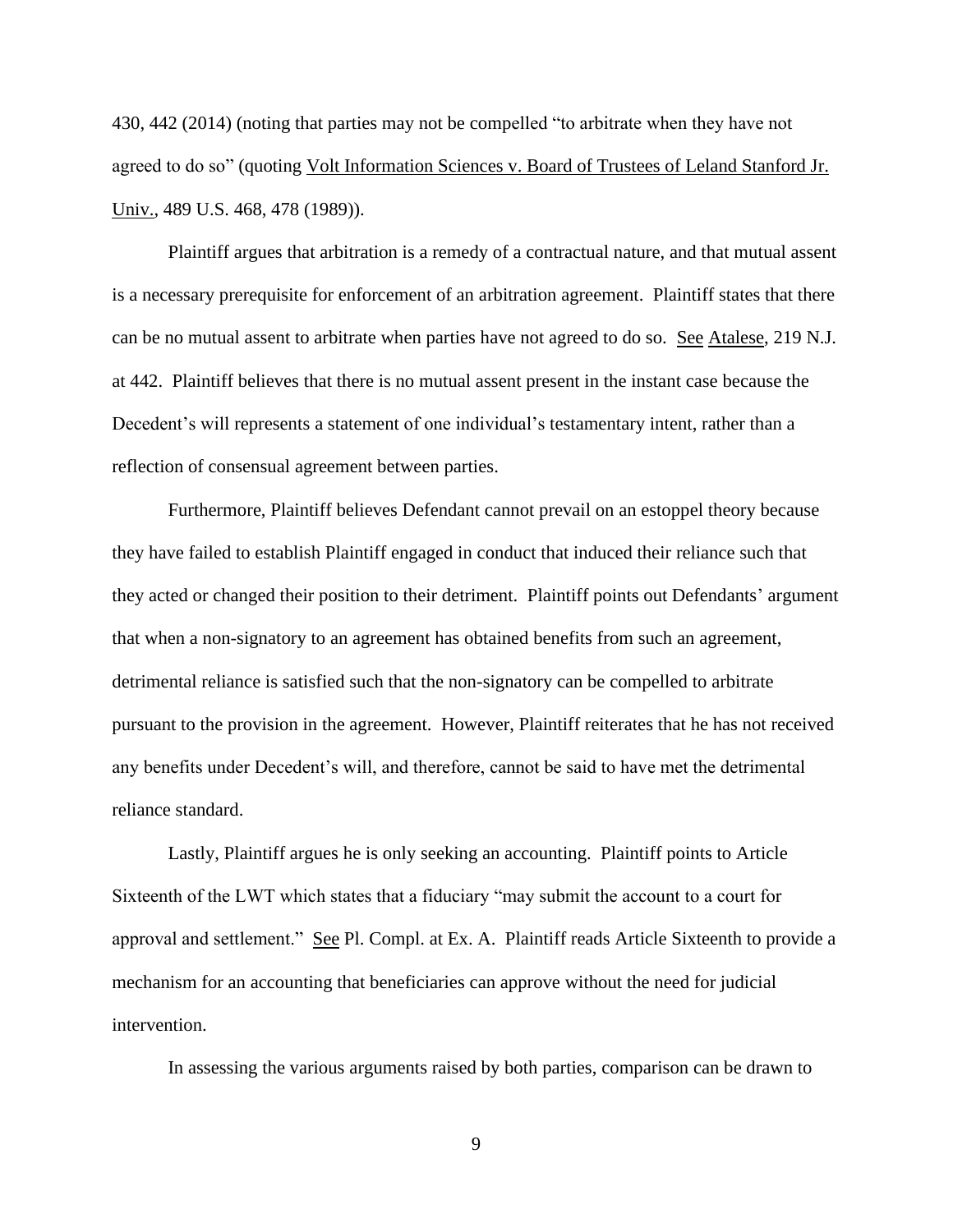430, 442 (2014) (noting that parties may not be compelled "to arbitrate when they have not agreed to do so" (quoting Volt Information Sciences v. Board of Trustees of Leland Stanford Jr. Univ., 489 U.S. 468, 478 (1989)).

Plaintiff argues that arbitration is a remedy of a contractual nature, and that mutual assent is a necessary prerequisite for enforcement of an arbitration agreement. Plaintiff states that there can be no mutual assent to arbitrate when parties have not agreed to do so. See Atalese, 219 N.J. at 442. Plaintiff believes that there is no mutual assent present in the instant case because the Decedent's will represents a statement of one individual's testamentary intent, rather than a reflection of consensual agreement between parties.

Furthermore, Plaintiff believes Defendant cannot prevail on an estoppel theory because they have failed to establish Plaintiff engaged in conduct that induced their reliance such that they acted or changed their position to their detriment. Plaintiff points out Defendants' argument that when a non-signatory to an agreement has obtained benefits from such an agreement, detrimental reliance is satisfied such that the non-signatory can be compelled to arbitrate pursuant to the provision in the agreement. However, Plaintiff reiterates that he has not received any benefits under Decedent's will, and therefore, cannot be said to have met the detrimental reliance standard.

Lastly, Plaintiff argues he is only seeking an accounting. Plaintiff points to Article Sixteenth of the LWT which states that a fiduciary "may submit the account to a court for approval and settlement." See Pl. Compl. at Ex. A. Plaintiff reads Article Sixteenth to provide a mechanism for an accounting that beneficiaries can approve without the need for judicial intervention.

In assessing the various arguments raised by both parties, comparison can be drawn to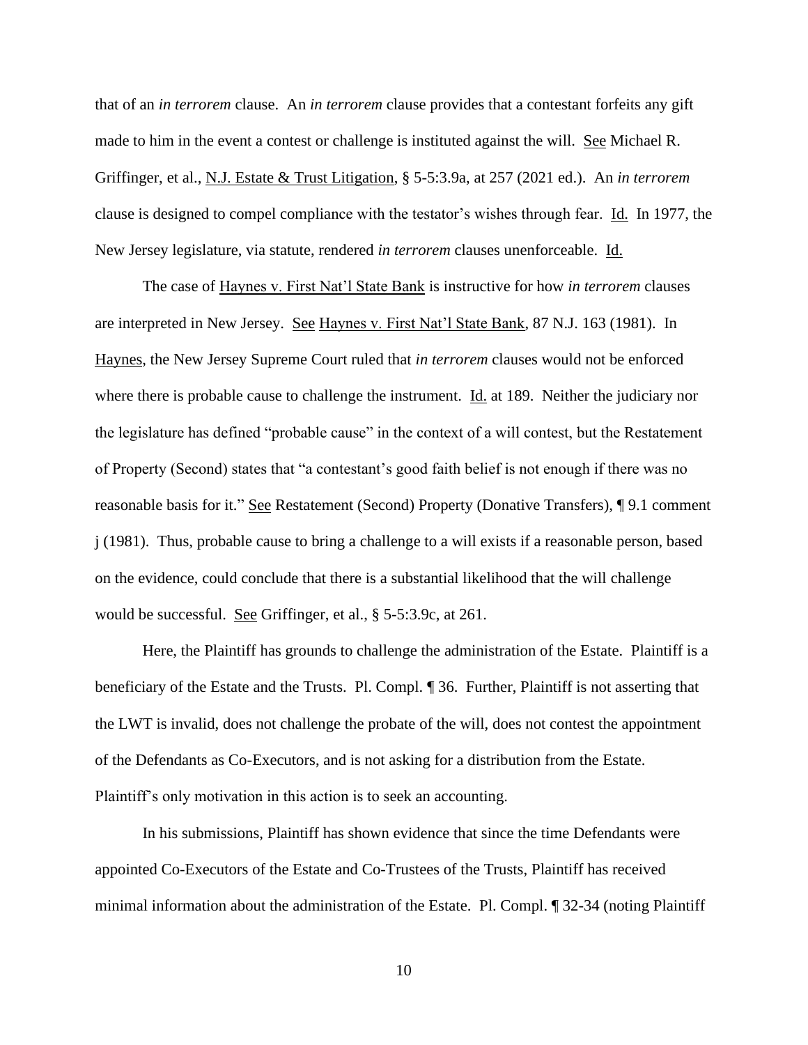that of an *in terrorem* clause. An *in terrorem* clause provides that a contestant forfeits any gift made to him in the event a contest or challenge is instituted against the will. See Michael R. Griffinger, et al., N.J. Estate & Trust Litigation, § 5-5:3.9a, at 257 (2021 ed.). An *in terrorem* clause is designed to compel compliance with the testator's wishes through fear. Id. In 1977, the New Jersey legislature, via statute, rendered *in terrorem* clauses unenforceable. Id.

The case of Haynes v. First Nat'l State Bank is instructive for how *in terrorem* clauses are interpreted in New Jersey. See Haynes v. First Nat'l State Bank, 87 N.J. 163 (1981). In Haynes, the New Jersey Supreme Court ruled that *in terrorem* clauses would not be enforced where there is probable cause to challenge the instrument. Id. at 189. Neither the judiciary nor the legislature has defined "probable cause" in the context of a will contest, but the Restatement of Property (Second) states that "a contestant's good faith belief is not enough if there was no reasonable basis for it." See Restatement (Second) Property (Donative Transfers), ¶ 9.1 comment j (1981). Thus, probable cause to bring a challenge to a will exists if a reasonable person, based on the evidence, could conclude that there is a substantial likelihood that the will challenge would be successful. See Griffinger, et al., § 5-5:3.9c, at 261.

Here, the Plaintiff has grounds to challenge the administration of the Estate. Plaintiff is a beneficiary of the Estate and the Trusts. Pl. Compl. ¶ 36. Further, Plaintiff is not asserting that the LWT is invalid, does not challenge the probate of the will, does not contest the appointment of the Defendants as Co-Executors, and is not asking for a distribution from the Estate. Plaintiff's only motivation in this action is to seek an accounting.

In his submissions, Plaintiff has shown evidence that since the time Defendants were appointed Co-Executors of the Estate and Co-Trustees of the Trusts, Plaintiff has received minimal information about the administration of the Estate. Pl. Compl. ¶ 32-34 (noting Plaintiff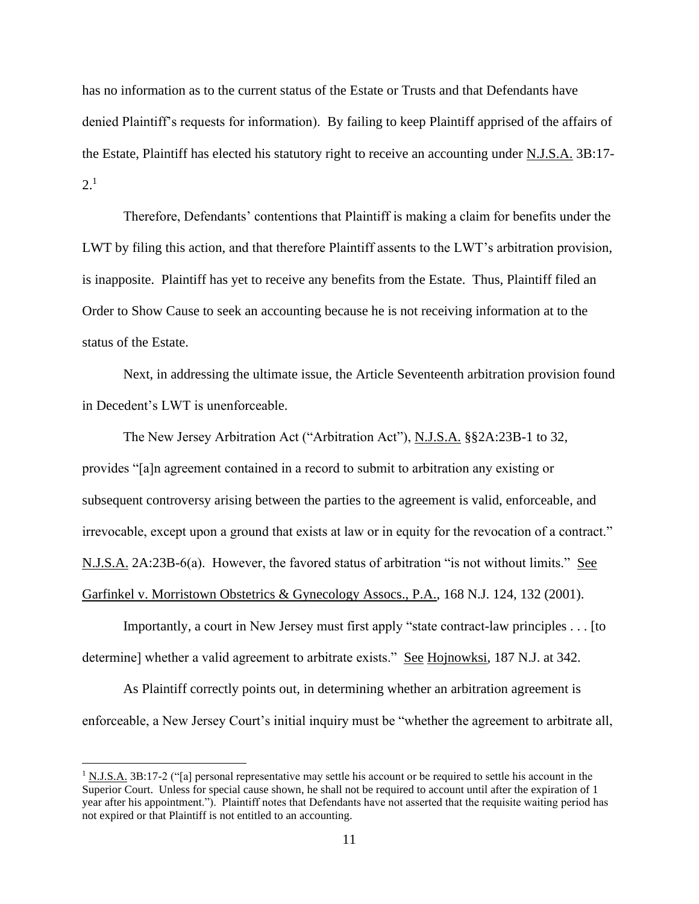has no information as to the current status of the Estate or Trusts and that Defendants have denied Plaintiff's requests for information). By failing to keep Plaintiff apprised of the affairs of the Estate, Plaintiff has elected his statutory right to receive an accounting under N.J.S.A. 3B:17-2.[1]

Therefore, Defendants' contentions that Plaintiff is making a claim for benefits under the LWT by filing this action, and that therefore Plaintiff assents to the LWT's arbitration provision, is inapposite. Plaintiff has yet to receive any benefits from the Estate. Thus, Plaintiff filed an Order to Show Cause to seek an accounting because he is not receiving information at to the status of the Estate.

Next, in addressing the ultimate issue, the Article Seventeenth arbitration provision found in Decedent's LWT is unenforceable.

The New Jersey Arbitration Act ("Arbitration Act"), N.J.S.A. §§2A:23B-1 to 32, provides "[a]n agreement contained in a record to submit to arbitration any existing or subsequent controversy arising between the parties to the agreement is valid, enforceable, and irrevocable, except upon a ground that exists at law or in equity for the revocation of a contract." N.J.S.A. 2A:23B-6(a). However, the favored status of arbitration "is not without limits." See Garfinkel v. Morristown Obstetrics & Gynecology Assocs., P.A., 168 N.J. 124, 132 (2001).

Importantly, a court in New Jersey must first apply "state contract-law principles . . . [to determine] whether a valid agreement to arbitrate exists." See Hojnowksi, 187 N.J. at 342.

As Plaintiff correctly points out, in determining whether an arbitration agreement is enforceable, a New Jersey Court's initial inquiry must be "whether the agreement to arbitrate all,

[1] N.J.S.A. 3B:17-2 ("[a] personal representative may settle his account or be required to settle his account in the Superior Court. Unless for special cause shown, he shall not be required to account until after the expiration of 1 year after his appointment."). Plaintiff notes that Defendants have not asserted that the requisite waiting period has not expired or that Plaintiff is not entitled to an accounting.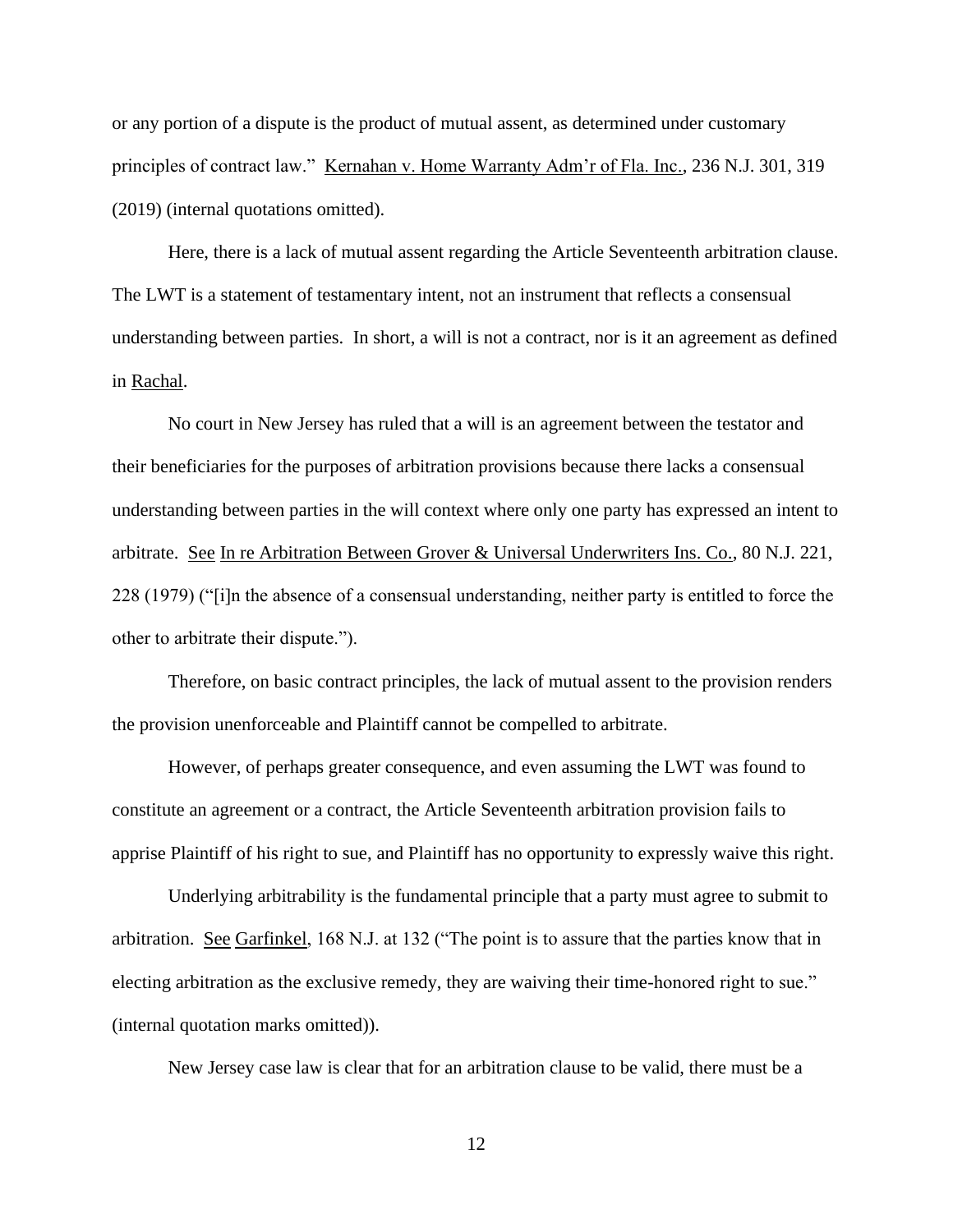or any portion of a dispute is the product of mutual assent, as determined under customary principles of contract law." Kernahan v. Home Warranty Adm'r of Fla. Inc., 236 N.J. 301, 319 (2019) (internal quotations omitted).

Here, there is a lack of mutual assent regarding the Article Seventeenth arbitration clause. The LWT is a statement of testamentary intent, not an instrument that reflects a consensual understanding between parties. In short, a will is not a contract, nor is it an agreement as defined in Rachal.

No court in New Jersey has ruled that a will is an agreement between the testator and their beneficiaries for the purposes of arbitration provisions because there lacks a consensual understanding between parties in the will context where only one party has expressed an intent to arbitrate. See In re Arbitration Between Grover & Universal Underwriters Ins. Co., 80 N.J. 221, 228 (1979) ("[i]n the absence of a consensual understanding, neither party is entitled to force the other to arbitrate their dispute.").

Therefore, on basic contract principles, the lack of mutual assent to the provision renders the provision unenforceable and Plaintiff cannot be compelled to arbitrate.

However, of perhaps greater consequence, and even assuming the LWT was found to constitute an agreement or a contract, the Article Seventeenth arbitration provision fails to apprise Plaintiff of his right to sue, and Plaintiff has no opportunity to expressly waive this right.

Underlying arbitrability is the fundamental principle that a party must agree to submit to arbitration. See Garfinkel, 168 N.J. at 132 ("The point is to assure that the parties know that in electing arbitration as the exclusive remedy, they are waiving their time-honored right to sue." (internal quotation marks omitted)).

New Jersey case law is clear that for an arbitration clause to be valid, there must be a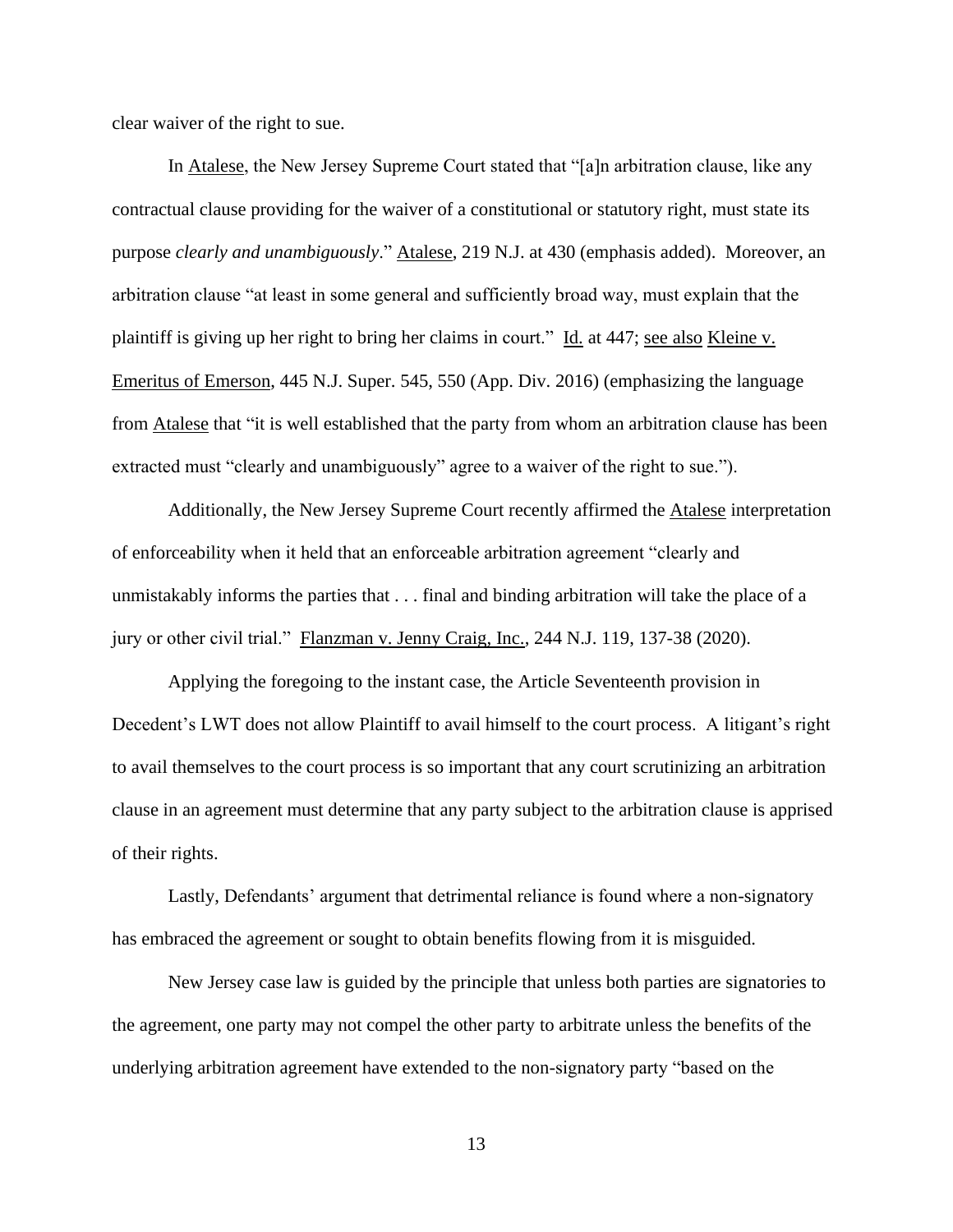clear waiver of the right to sue.

In Atalese, the New Jersey Supreme Court stated that "[a]n arbitration clause, like any contractual clause providing for the waiver of a constitutional or statutory right, must state its purpose *clearly and unambiguously*." Atalese, 219 N.J. at 430 (emphasis added). Moreover, an arbitration clause "at least in some general and sufficiently broad way, must explain that the plaintiff is giving up her right to bring her claims in court." Id. at 447; see also Kleine v. Emeritus of Emerson, 445 N.J. Super. 545, 550 (App. Div. 2016) (emphasizing the language from Atalese that "it is well established that the party from whom an arbitration clause has been extracted must "clearly and unambiguously" agree to a waiver of the right to sue.").

Additionally, the New Jersey Supreme Court recently affirmed the Atalese interpretation of enforceability when it held that an enforceable arbitration agreement "clearly and unmistakably informs the parties that . . . final and binding arbitration will take the place of a jury or other civil trial." Flanzman v. Jenny Craig, Inc., 244 N.J. 119, 137-38 (2020).

Applying the foregoing to the instant case, the Article Seventeenth provision in Decedent's LWT does not allow Plaintiff to avail himself to the court process. A litigant's right to avail themselves to the court process is so important that any court scrutinizing an arbitration clause in an agreement must determine that any party subject to the arbitration clause is apprised of their rights.

Lastly, Defendants' argument that detrimental reliance is found where a non-signatory has embraced the agreement or sought to obtain benefits flowing from it is misguided.

New Jersey case law is guided by the principle that unless both parties are signatories to the agreement, one party may not compel the other party to arbitrate unless the benefits of the underlying arbitration agreement have extended to the non-signatory party "based on the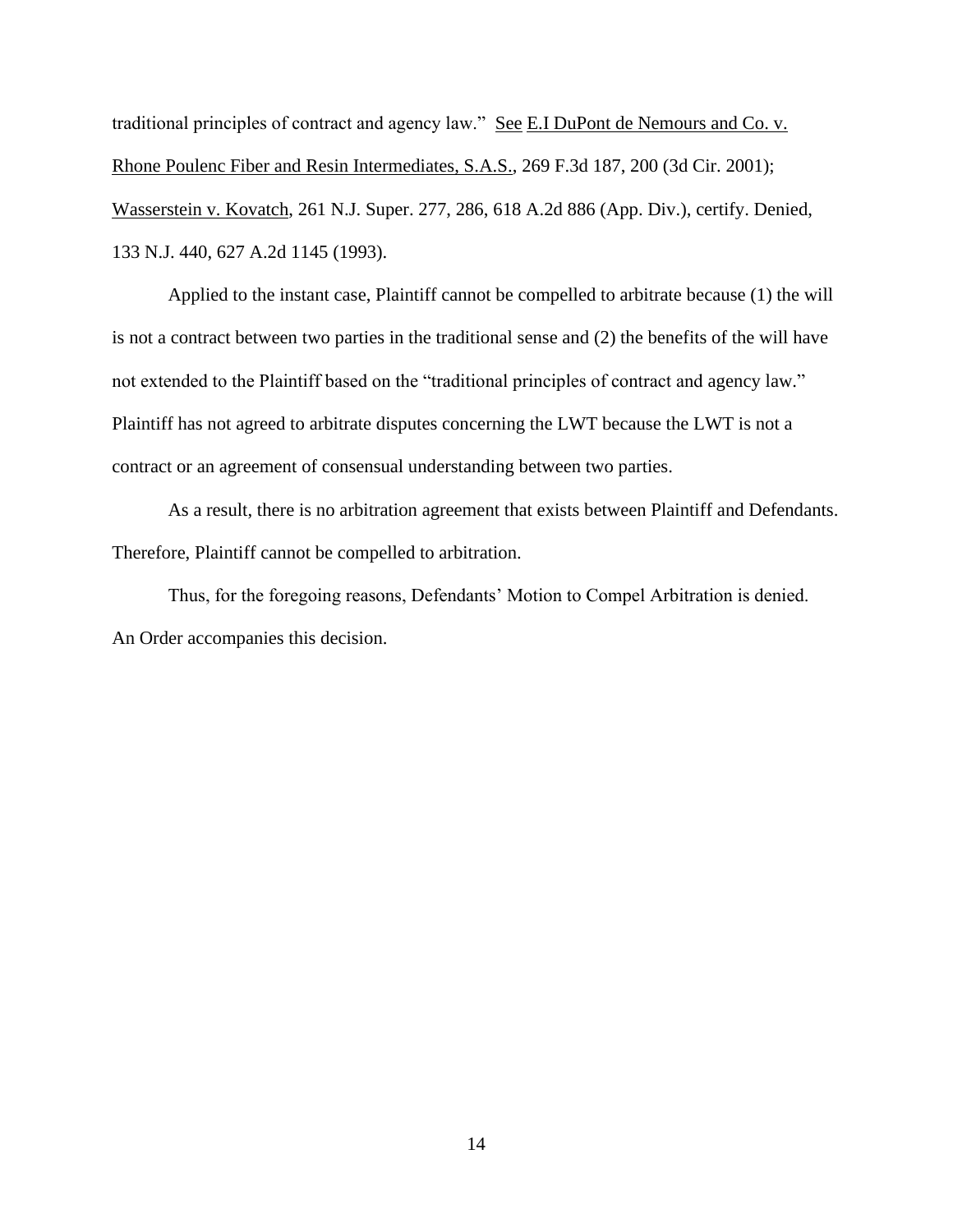traditional principles of contract and agency law." See E.I DuPont de Nemours and Co. v. Rhone Poulenc Fiber and Resin Intermediates, S.A.S., 269 F.3d 187, 200 (3d Cir. 2001); Wasserstein v. Kovatch, 261 N.J. Super. 277, 286, 618 A.2d 886 (App. Div.), certify. Denied, 133 N.J. 440, 627 A.2d 1145 (1993).

Applied to the instant case, Plaintiff cannot be compelled to arbitrate because (1) the will is not a contract between two parties in the traditional sense and (2) the benefits of the will have not extended to the Plaintiff based on the "traditional principles of contract and agency law." Plaintiff has not agreed to arbitrate disputes concerning the LWT because the LWT is not a contract or an agreement of consensual understanding between two parties.

As a result, there is no arbitration agreement that exists between Plaintiff and Defendants. Therefore, Plaintiff cannot be compelled to arbitration.

Thus, for the foregoing reasons, Defendants' Motion to Compel Arbitration is denied. An Order accompanies this decision.